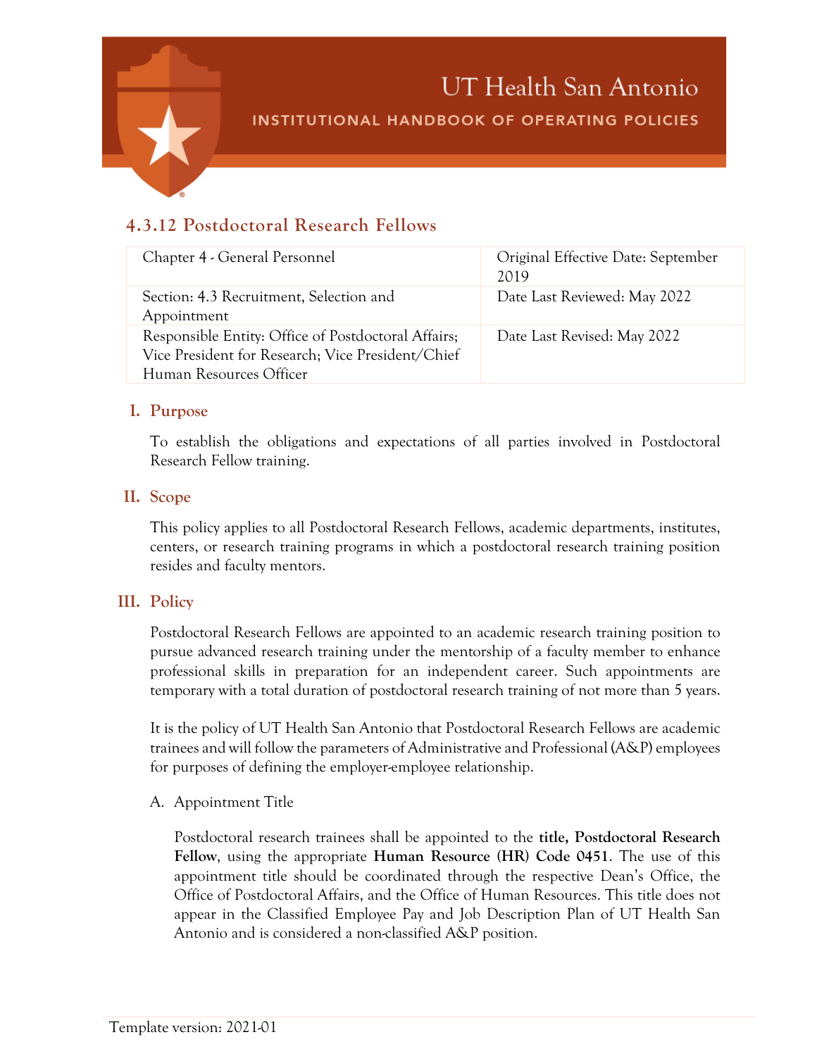UT Health San Antonio

INSTITUTIONAL HANDBOOK OF OPERATING POLICIES

## 4.3.12 Postdoctoral Research Fellows

| Chapter 4 - General Personnel | Original Effective Date: September 2019 |
|---|---|
| Section: 4.3 Recruitment, Selection and Appointment | Date Last Reviewed: May 2022 |
| Responsible Entity: Office of Postdoctoral Affairs; Vice President for Research; Vice President/Chief Human Resources Officer | Date Last Revised: May 2022 |

### I. Purpose

To establish the obligations and expectations of all parties involved in Postdoctoral Research Fellow training.

### II. Scope

This policy applies to all Postdoctoral Research Fellows, academic departments, institutes, centers, or research training programs in which a postdoctoral research training position resides and faculty mentors.

### III. Policy

Postdoctoral Research Fellows are appointed to an academic research training position to pursue advanced research training under the mentorship of a faculty member to enhance professional skills in preparation for an independent career. Such appointments are temporary with a total duration of postdoctoral research training of not more than 5 years.

It is the policy of UT Health San Antonio that Postdoctoral Research Fellows are academic trainees and will follow the parameters of Administrative and Professional (A&P) employees for purposes of defining the employer-employee relationship.

A. Appointment Title

Postdoctoral research trainees shall be appointed to the **title, Postdoctoral Research Fellow**, using the appropriate **Human Resource (HR) Code 0451**. The use of this appointment title should be coordinated through the respective Dean's Office, the Office of Postdoctoral Affairs, and the Office of Human Resources. This title does not appear in the Classified Employee Pay and Job Description Plan of UT Health San Antonio and is considered a non-classified A&P position.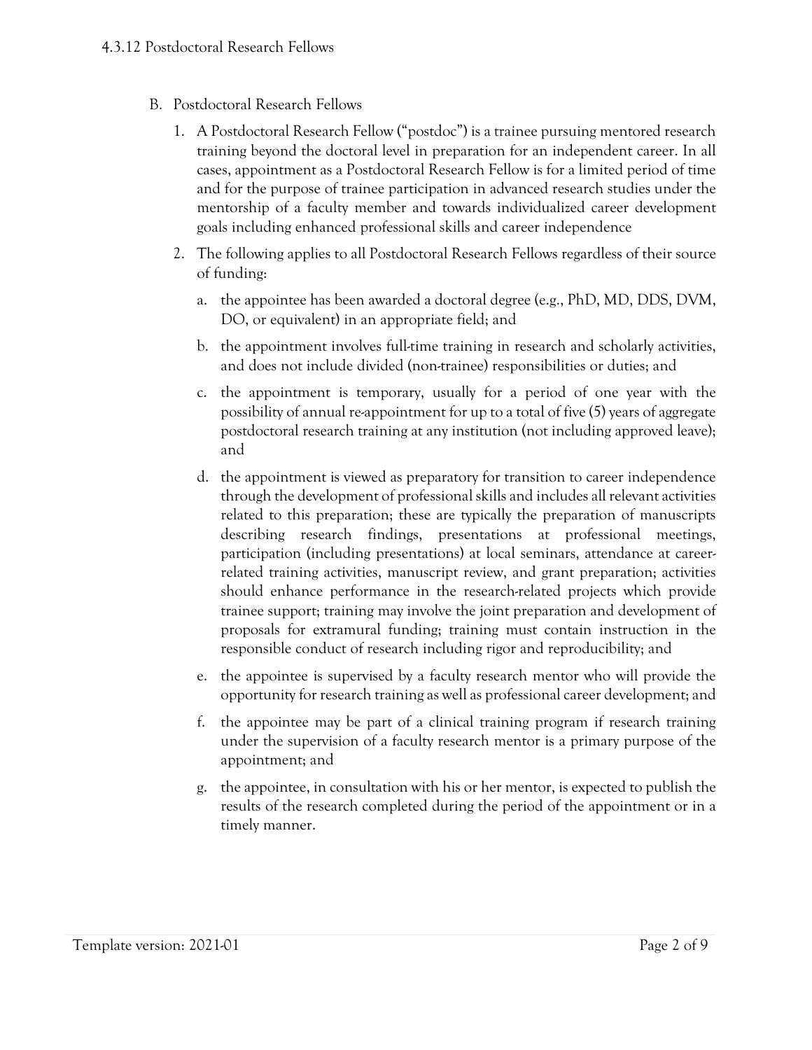B. Postdoctoral Research Fellows

1. A Postdoctoral Research Fellow ("postdoc") is a trainee pursuing mentored research training beyond the doctoral level in preparation for an independent career. In all cases, appointment as a Postdoctoral Research Fellow is for a limited period of time and for the purpose of trainee participation in advanced research studies under the mentorship of a faculty member and towards individualized career development goals including enhanced professional skills and career independence

2. The following applies to all Postdoctoral Research Fellows regardless of their source of funding:

   a. the appointee has been awarded a doctoral degree (e.g., PhD, MD, DDS, DVM, DO, or equivalent) in an appropriate field; and

   b. the appointment involves full-time training in research and scholarly activities, and does not include divided (non-trainee) responsibilities or duties; and

   c. the appointment is temporary, usually for a period of one year with the possibility of annual re-appointment for up to a total of five (5) years of aggregate postdoctoral research training at any institution (not including approved leave); and

   d. the appointment is viewed as preparatory for transition to career independence through the development of professional skills and includes all relevant activities related to this preparation; these are typically the preparation of manuscripts describing research findings, presentations at professional meetings, participation (including presentations) at local seminars, attendance at career-related training activities, manuscript review, and grant preparation; activities should enhance performance in the research-related projects which provide trainee support; training may involve the joint preparation and development of proposals for extramural funding; training must contain instruction in the responsible conduct of research including rigor and reproducibility; and

   e. the appointee is supervised by a faculty research mentor who will provide the opportunity for research training as well as professional career development; and

   f. the appointee may be part of a clinical training program if research training under the supervision of a faculty research mentor is a primary purpose of the appointment; and

   g. the appointee, in consultation with his or her mentor, is expected to publish the results of the research completed during the period of the appointment or in a timely manner.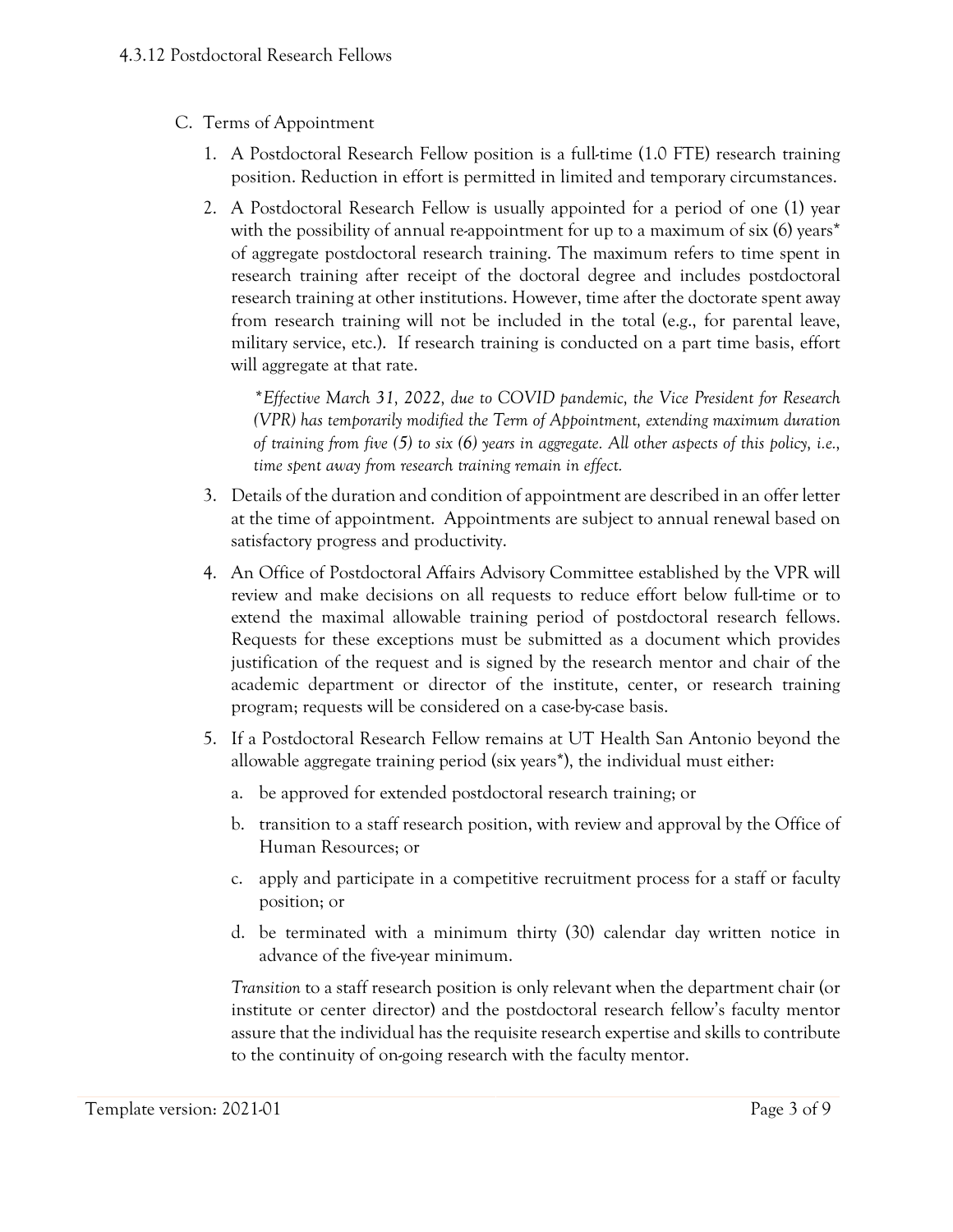4.3.12 Postdoctoral Research Fellows

C. Terms of Appointment

1. A Postdoctoral Research Fellow position is a full-time (1.0 FTE) research training position. Reduction in effort is permitted in limited and temporary circumstances.

2. A Postdoctoral Research Fellow is usually appointed for a period of one (1) year with the possibility of annual re-appointment for up to a maximum of six (6) years* of aggregate postdoctoral research training. The maximum refers to time spent in research training after receipt of the doctoral degree and includes postdoctoral research training at other institutions. However, time after the doctorate spent away from research training will not be included in the total (e.g., for parental leave, military service, etc.). If research training is conducted on a part time basis, effort will aggregate at that rate.

   **Effective March 31, 2022, due to COVID pandemic, the Vice President for Research (VPR) has temporarily modified the Term of Appointment, extending maximum duration of training from five (5) to six (6) years in aggregate. All other aspects of this policy, i.e., time spent away from research training remain in effect.*

3. Details of the duration and condition of appointment are described in an offer letter at the time of appointment. Appointments are subject to annual renewal based on satisfactory progress and productivity.

4. An Office of Postdoctoral Affairs Advisory Committee established by the VPR will review and make decisions on all requests to reduce effort below full-time or to extend the maximal allowable training period of postdoctoral research fellows. Requests for these exceptions must be submitted as a document which provides justification of the request and is signed by the research mentor and chair of the academic department or director of the institute, center, or research training program; requests will be considered on a case-by-case basis.

5. If a Postdoctoral Research Fellow remains at UT Health San Antonio beyond the allowable aggregate training period (six years*), the individual must either:

   a. be approved for extended postdoctoral research training; or

   b. transition to a staff research position, with review and approval by the Office of Human Resources; or

   c. apply and participate in a competitive recruitment process for a staff or faculty position; or

   d. be terminated with a minimum thirty (30) calendar day written notice in advance of the five-year minimum.

   *Transition* to a staff research position is only relevant when the department chair (or institute or center director) and the postdoctoral research fellow's faculty mentor assure that the individual has the requisite research expertise and skills to contribute to the continuity of on-going research with the faculty mentor.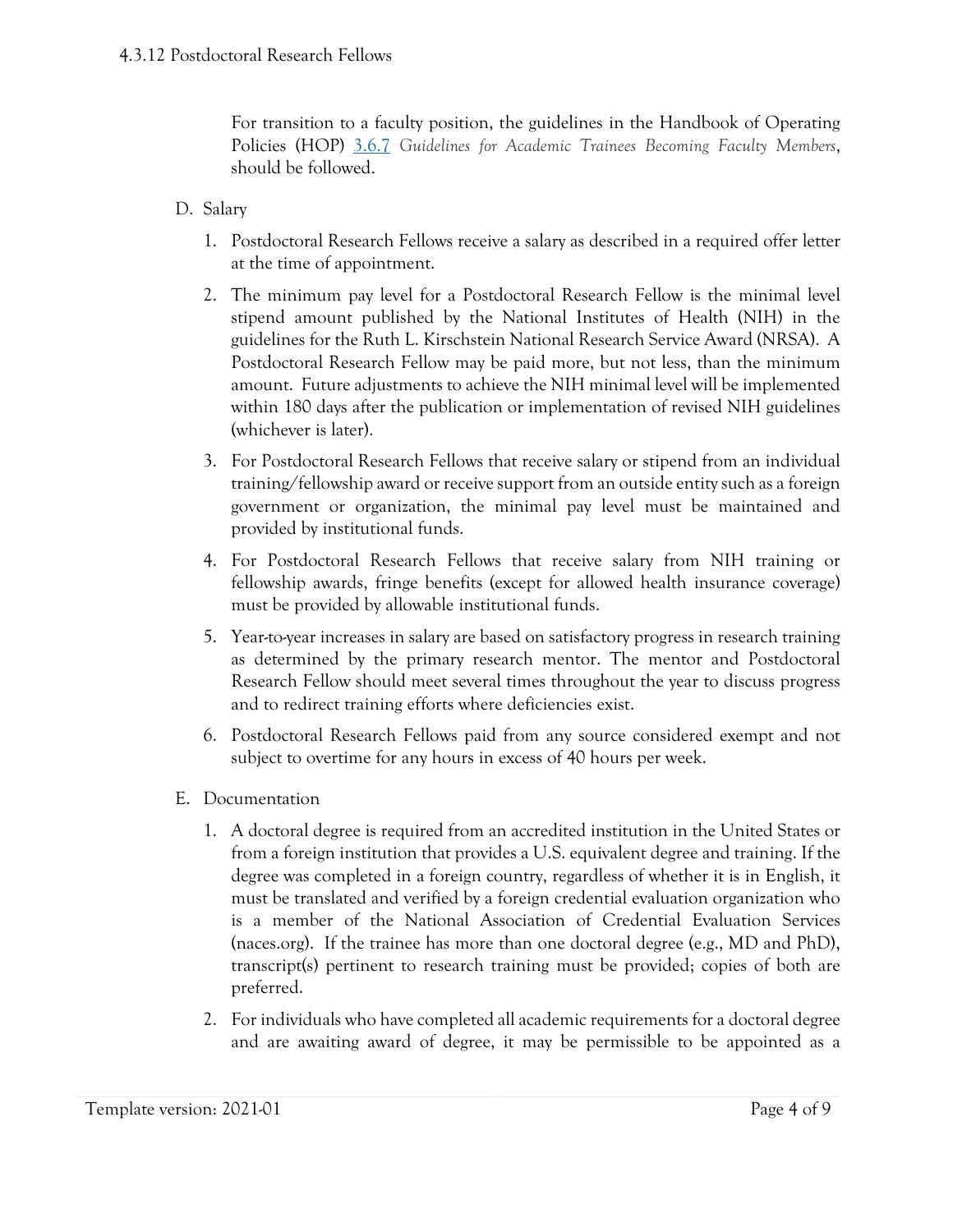For transition to a faculty position, the guidelines in the Handbook of Operating Policies (HOP) [3.6.7](3.6.7) *Guidelines for Academic Trainees Becoming Faculty Members*, should be followed.

D. Salary

1. Postdoctoral Research Fellows receive a salary as described in a required offer letter at the time of appointment.

2. The minimum pay level for a Postdoctoral Research Fellow is the minimal level stipend amount published by the National Institutes of Health (NIH) in the guidelines for the Ruth L. Kirschstein National Research Service Award (NRSA). A Postdoctoral Research Fellow may be paid more, but not less, than the minimum amount. Future adjustments to achieve the NIH minimal level will be implemented within 180 days after the publication or implementation of revised NIH guidelines (whichever is later).

3. For Postdoctoral Research Fellows that receive salary or stipend from an individual training/fellowship award or receive support from an outside entity such as a foreign government or organization, the minimal pay level must be maintained and provided by institutional funds.

4. For Postdoctoral Research Fellows that receive salary from NIH training or fellowship awards, fringe benefits (except for allowed health insurance coverage) must be provided by allowable institutional funds.

5. Year-to-year increases in salary are based on satisfactory progress in research training as determined by the primary research mentor. The mentor and Postdoctoral Research Fellow should meet several times throughout the year to discuss progress and to redirect training efforts where deficiencies exist.

6. Postdoctoral Research Fellows paid from any source considered exempt and not subject to overtime for any hours in excess of 40 hours per week.

E. Documentation

1. A doctoral degree is required from an accredited institution in the United States or from a foreign institution that provides a U.S. equivalent degree and training. If the degree was completed in a foreign country, regardless of whether it is in English, it must be translated and verified by a foreign credential evaluation organization who is a member of the National Association of Credential Evaluation Services (naces.org). If the trainee has more than one doctoral degree (e.g., MD and PhD), transcript(s) pertinent to research training must be provided; copies of both are preferred.

2. For individuals who have completed all academic requirements for a doctoral degree and are awaiting award of degree, it may be permissible to be appointed as a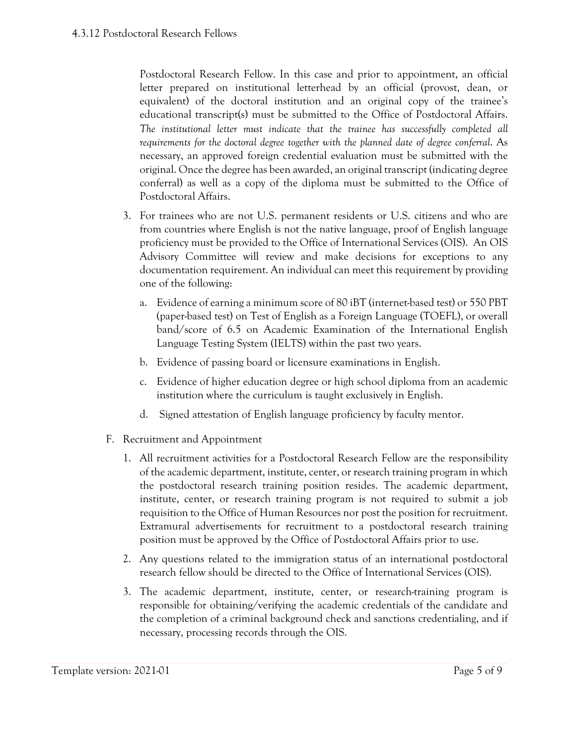Postdoctoral Research Fellow. In this case and prior to appointment, an official letter prepared on institutional letterhead by an official (provost, dean, or equivalent) of the doctoral institution and an original copy of the trainee's educational transcript(s) must be submitted to the Office of Postdoctoral Affairs. *The institutional letter must indicate that the trainee has successfully completed all requirements for the doctoral degree together with the planned date of degree conferral.* As necessary, an approved foreign credential evaluation must be submitted with the original. Once the degree has been awarded, an original transcript (indicating degree conferral) as well as a copy of the diploma must be submitted to the Office of Postdoctoral Affairs.

3. For trainees who are not U.S. permanent residents or U.S. citizens and who are from countries where English is not the native language, proof of English language proficiency must be provided to the Office of International Services (OIS). An OIS Advisory Committee will review and make decisions for exceptions to any documentation requirement. An individual can meet this requirement by providing one of the following:
   a. Evidence of earning a minimum score of 80 iBT (internet-based test) or 550 PBT (paper-based test) on Test of English as a Foreign Language (TOEFL), or overall band/score of 6.5 on Academic Examination of the International English Language Testing System (IELTS) within the past two years.
   b. Evidence of passing board or licensure examinations in English.
   c. Evidence of higher education degree or high school diploma from an academic institution where the curriculum is taught exclusively in English.
   d. Signed attestation of English language proficiency by faculty mentor.

F. Recruitment and Appointment

1. All recruitment activities for a Postdoctoral Research Fellow are the responsibility of the academic department, institute, center, or research training program in which the postdoctoral research training position resides. The academic department, institute, center, or research training program is not required to submit a job requisition to the Office of Human Resources nor post the position for recruitment. Extramural advertisements for recruitment to a postdoctoral research training position must be approved by the Office of Postdoctoral Affairs prior to use.
2. Any questions related to the immigration status of an international postdoctoral research fellow should be directed to the Office of International Services (OIS).
3. The academic department, institute, center, or research-training program is responsible for obtaining/verifying the academic credentials of the candidate and the completion of a criminal background check and sanctions credentialing, and if necessary, processing records through the OIS.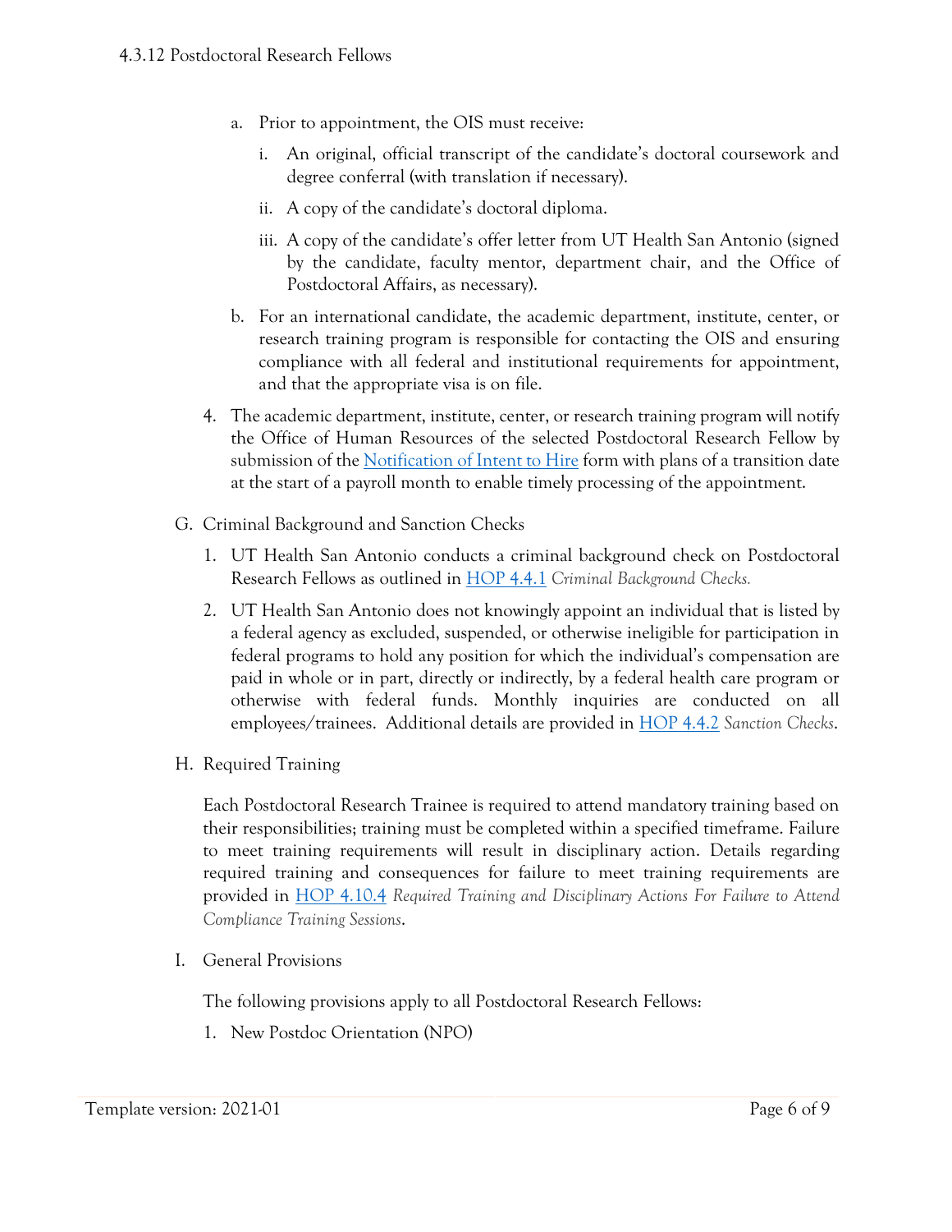a. Prior to appointment, the OIS must receive:

   i. An original, official transcript of the candidate's doctoral coursework and degree conferral (with translation if necessary).

   ii. A copy of the candidate's doctoral diploma.

   iii. A copy of the candidate's offer letter from UT Health San Antonio (signed by the candidate, faculty mentor, department chair, and the Office of Postdoctoral Affairs, as necessary).

b. For an international candidate, the academic department, institute, center, or research training program is responsible for contacting the OIS and ensuring compliance with all federal and institutional requirements for appointment, and that the appropriate visa is on file.

4. The academic department, institute, center, or research training program will notify the Office of Human Resources of the selected Postdoctoral Research Fellow by submission of the [Notification of Intent to Hire]() form with plans of a transition date at the start of a payroll month to enable timely processing of the appointment.

G. Criminal Background and Sanction Checks

1. UT Health San Antonio conducts a criminal background check on Postdoctoral Research Fellows as outlined in [HOP 4.4.1]() *Criminal Background Checks.*

2. UT Health San Antonio does not knowingly appoint an individual that is listed by a federal agency as excluded, suspended, or otherwise ineligible for participation in federal programs to hold any position for which the individual's compensation are paid in whole or in part, directly or indirectly, by a federal health care program or otherwise with federal funds. Monthly inquiries are conducted on all employees/trainees. Additional details are provided in [HOP 4.4.2]() *Sanction Checks*.

H. Required Training

Each Postdoctoral Research Trainee is required to attend mandatory training based on their responsibilities; training must be completed within a specified timeframe. Failure to meet training requirements will result in disciplinary action. Details regarding required training and consequences for failure to meet training requirements are provided in [HOP 4.10.4]() *Required Training and Disciplinary Actions For Failure to Attend Compliance Training Sessions*.

I. General Provisions

The following provisions apply to all Postdoctoral Research Fellows:

1. New Postdoc Orientation (NPO)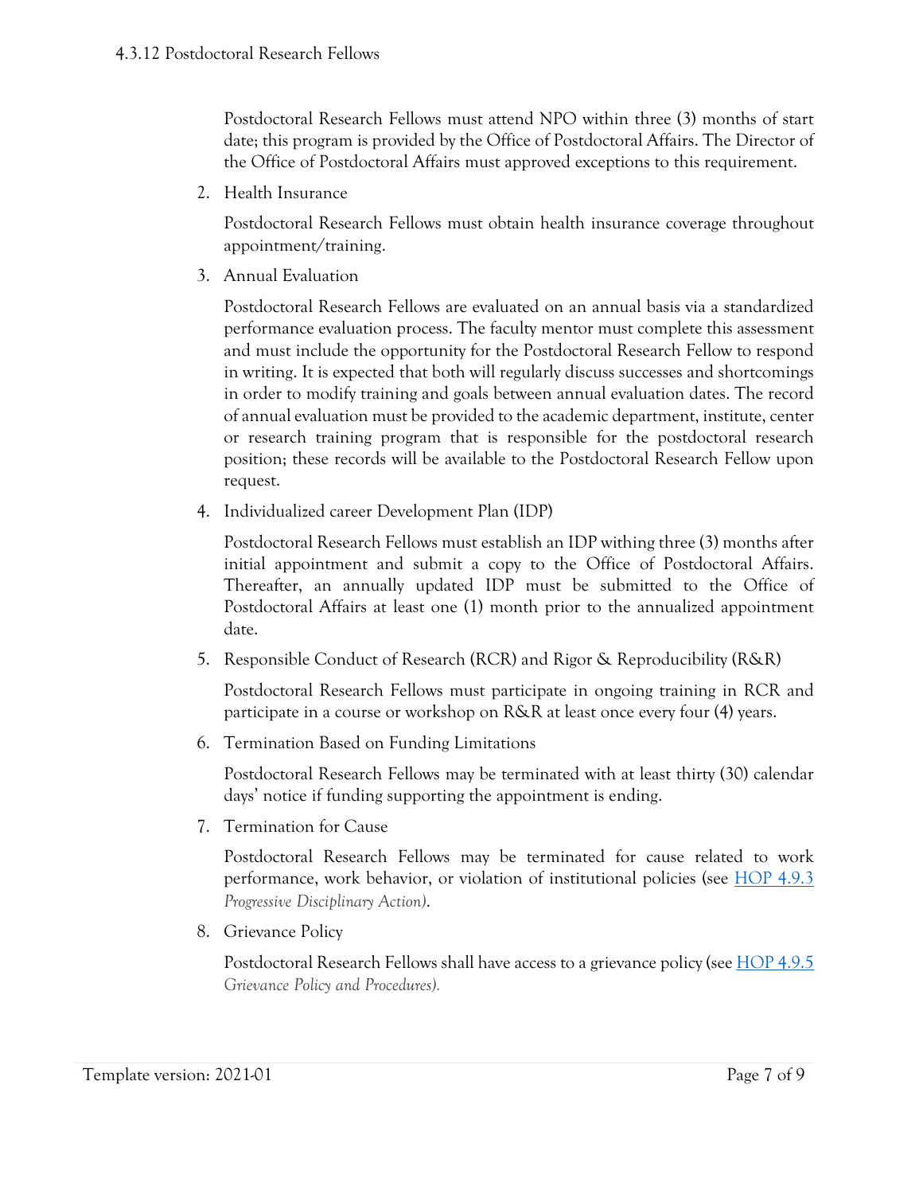4.3.12 Postdoctoral Research Fellows

Postdoctoral Research Fellows must attend NPO within three (3) months of start date; this program is provided by the Office of Postdoctoral Affairs. The Director of the Office of Postdoctoral Affairs must approved exceptions to this requirement.

2. Health Insurance

   Postdoctoral Research Fellows must obtain health insurance coverage throughout appointment/training.

3. Annual Evaluation

   Postdoctoral Research Fellows are evaluated on an annual basis via a standardized performance evaluation process. The faculty mentor must complete this assessment and must include the opportunity for the Postdoctoral Research Fellow to respond in writing. It is expected that both will regularly discuss successes and shortcomings in order to modify training and goals between annual evaluation dates. The record of annual evaluation must be provided to the academic department, institute, center or research training program that is responsible for the postdoctoral research position; these records will be available to the Postdoctoral Research Fellow upon request.

4. Individualized career Development Plan (IDP)

   Postdoctoral Research Fellows must establish an IDP withing three (3) months after initial appointment and submit a copy to the Office of Postdoctoral Affairs. Thereafter, an annually updated IDP must be submitted to the Office of Postdoctoral Affairs at least one (1) month prior to the annualized appointment date.

5. Responsible Conduct of Research (RCR) and Rigor & Reproducibility (R&R)

   Postdoctoral Research Fellows must participate in ongoing training in RCR and participate in a course or workshop on R&R at least once every four (4) years.

6. Termination Based on Funding Limitations

   Postdoctoral Research Fellows may be terminated with at least thirty (30) calendar days' notice if funding supporting the appointment is ending.

7. Termination for Cause

   Postdoctoral Research Fellows may be terminated for cause related to work performance, work behavior, or violation of institutional policies (see HOP 4.9.3 *Progressive Disciplinary Action)*.

8. Grievance Policy

   Postdoctoral Research Fellows shall have access to a grievance policy (see HOP 4.9.5 *Grievance Policy and Procedures).*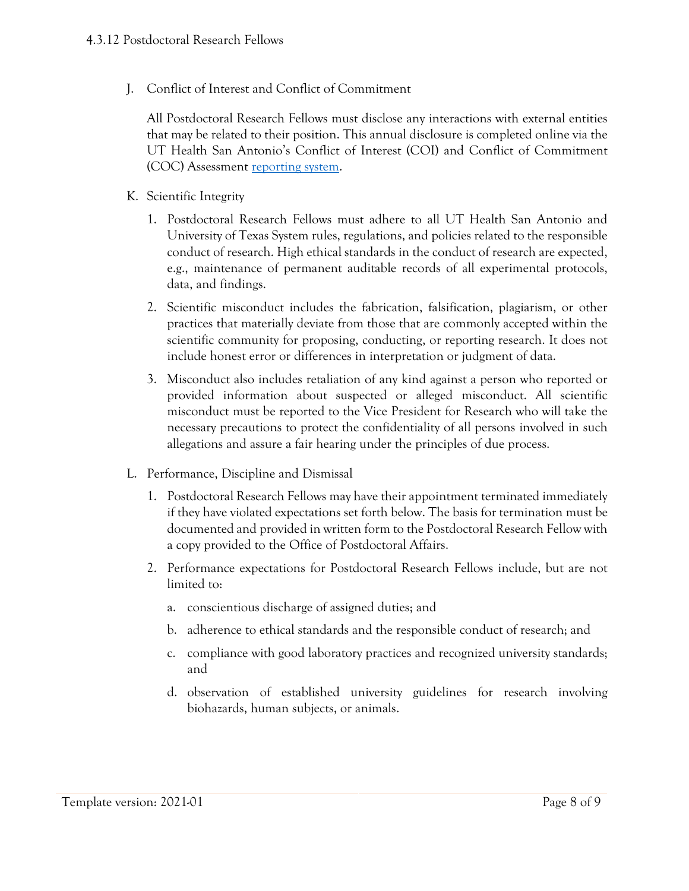J. Conflict of Interest and Conflict of Commitment

All Postdoctoral Research Fellows must disclose any interactions with external entities that may be related to their position. This annual disclosure is completed online via the UT Health San Antonio's Conflict of Interest (COI) and Conflict of Commitment (COC) Assessment reporting system.

K. Scientific Integrity

1. Postdoctoral Research Fellows must adhere to all UT Health San Antonio and University of Texas System rules, regulations, and policies related to the responsible conduct of research. High ethical standards in the conduct of research are expected, e.g., maintenance of permanent auditable records of all experimental protocols, data, and findings.

2. Scientific misconduct includes the fabrication, falsification, plagiarism, or other practices that materially deviate from those that are commonly accepted within the scientific community for proposing, conducting, or reporting research. It does not include honest error or differences in interpretation or judgment of data.

3. Misconduct also includes retaliation of any kind against a person who reported or provided information about suspected or alleged misconduct. All scientific misconduct must be reported to the Vice President for Research who will take the necessary precautions to protect the confidentiality of all persons involved in such allegations and assure a fair hearing under the principles of due process.

L. Performance, Discipline and Dismissal

1. Postdoctoral Research Fellows may have their appointment terminated immediately if they have violated expectations set forth below. The basis for termination must be documented and provided in written form to the Postdoctoral Research Fellow with a copy provided to the Office of Postdoctoral Affairs.

2. Performance expectations for Postdoctoral Research Fellows include, but are not limited to:

   a. conscientious discharge of assigned duties; and

   b. adherence to ethical standards and the responsible conduct of research; and

   c. compliance with good laboratory practices and recognized university standards; and

   d. observation of established university guidelines for research involving biohazards, human subjects, or animals.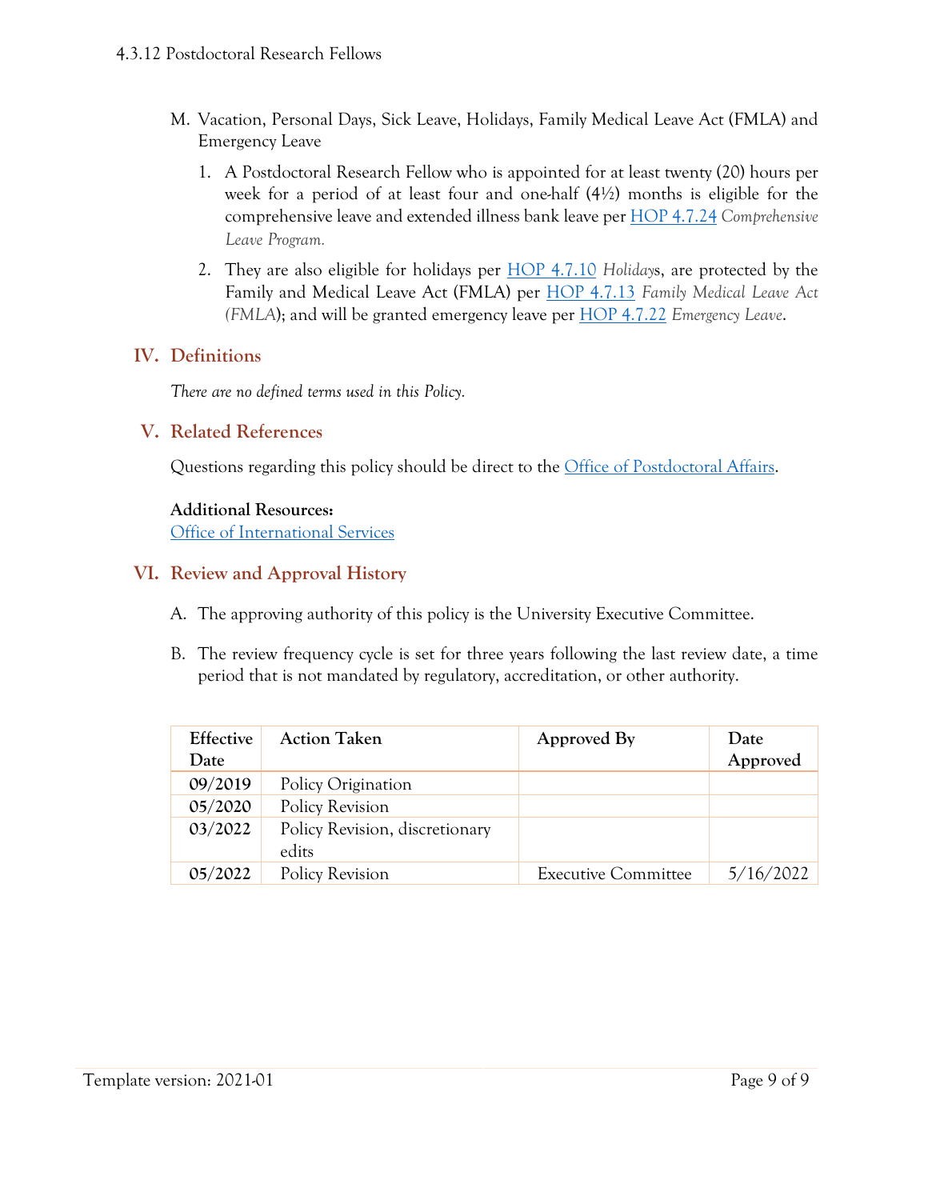M. Vacation, Personal Days, Sick Leave, Holidays, Family Medical Leave Act (FMLA) and Emergency Leave

1. A Postdoctoral Research Fellow who is appointed for at least twenty (20) hours per week for a period of at least four and one-half (4½) months is eligible for the comprehensive leave and extended illness bank leave per HOP 4.7.24 *Comprehensive Leave Program.*

2. They are also eligible for holidays per HOP 4.7.10 *Holidays*, are protected by the Family and Medical Leave Act (FMLA) per HOP 4.7.13 *Family Medical Leave Act (FMLA)*; and will be granted emergency leave per HOP 4.7.22 *Emergency Leave*.

## IV. Definitions

*There are no defined terms used in this Policy.*

## V. Related References

Questions regarding this policy should be direct to the Office of Postdoctoral Affairs.

**Additional Resources:**
Office of International Services

## VI. Review and Approval History

A. The approving authority of this policy is the University Executive Committee.

B. The review frequency cycle is set for three years following the last review date, a time period that is not mandated by regulatory, accreditation, or other authority.

| Effective Date | Action Taken | Approved By | Date Approved |
|---|---|---|---|
| **09/2019** | Policy Origination | | |
| **05/2020** | Policy Revision | | |
| **03/2022** | Policy Revision, discretionary edits | | |
| **05/2022** | Policy Revision | Executive Committee | 5/16/2022 |